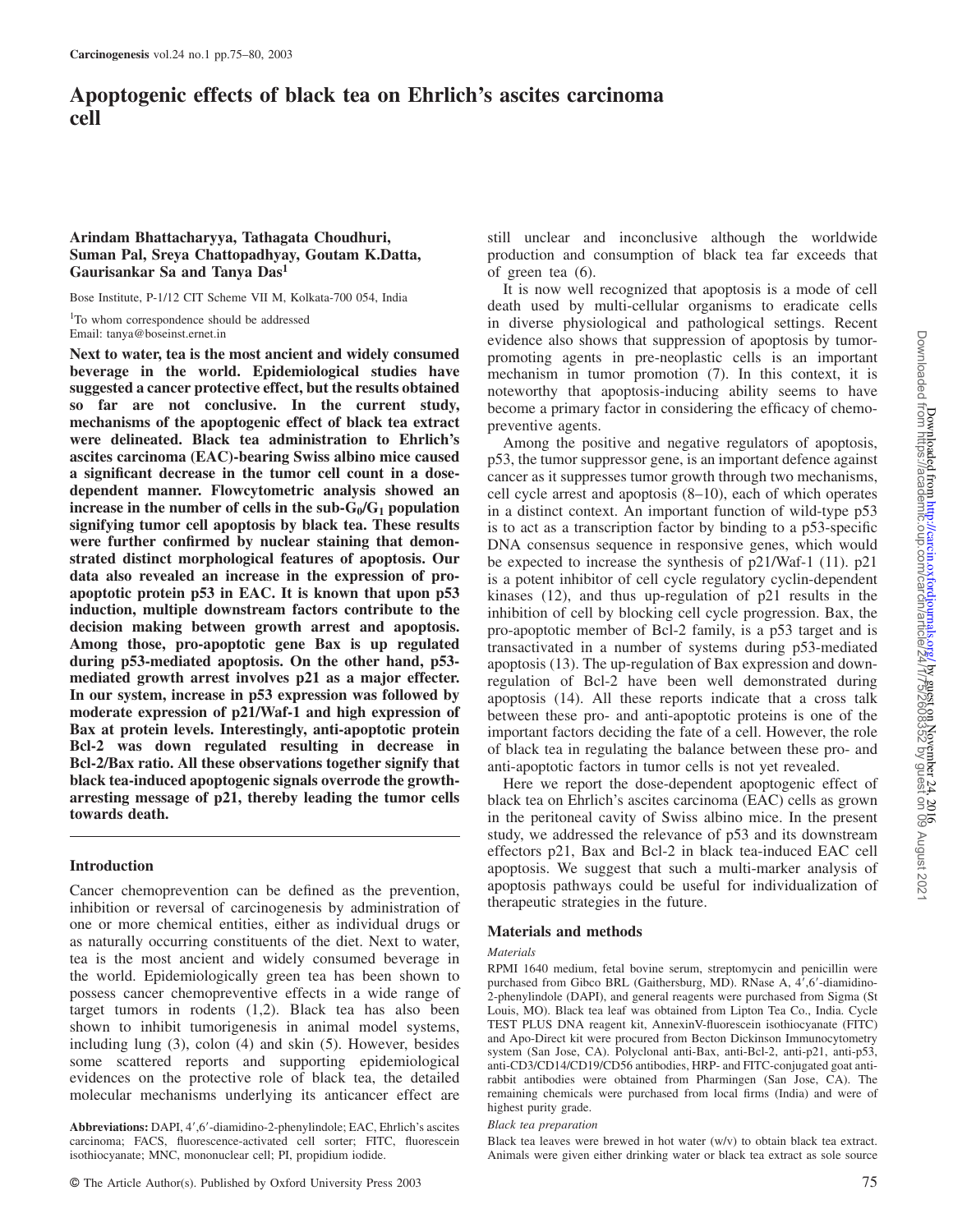# Apoptogenic effects of black tea on Ehrlich's ascites carcinoma cell

**Arindam Bhattacharyya, Tathagata Choudhuri, Suman Pal, Sreya Chattopadhyay, Goutam K.Datta, Gaurisankar Sa and Tanya Das[1]**

Bose Institute, P-1/12 CIT Scheme VII M, Kolkata-700 054, India

[1]To whom correspondence should be addressed
Email: tanya@boseinst.ernet.in

**Next to water, tea is the most ancient and widely consumed beverage in the world. Epidemiological studies have suggested a cancer protective effect, but the results obtained so far are not conclusive. In the current study, mechanisms of the apoptogenic effect of black tea extract were delineated. Black tea administration to Ehrlich's ascites carcinoma (EAC)-bearing Swiss albino mice caused a significant decrease in the tumor cell count in a dose-dependent manner. Flowcytometric analysis showed an increase in the number of cells in the sub-$G_0/G_1$ population signifying tumor cell apoptosis by black tea. These results were further confirmed by nuclear staining that demonstrated distinct morphological features of apoptosis. Our data also revealed an increase in the expression of pro-apoptotic protein p53 in EAC. It is known that upon p53 induction, multiple downstream factors contribute to the decision making between growth arrest and apoptosis. Among those, pro-apoptotic gene Bax is up regulated during p53-mediated apoptosis. On the other hand, p53-mediated growth arrest involves p21 as a major effecter. In our system, increase in p53 expression was followed by moderate expression of p21/Waf-1 and high expression of Bax at protein levels. Interestingly, anti-apoptotic protein Bcl-2 was down regulated resulting in decrease in Bcl-2/Bax ratio. All these observations together signify that black tea-induced apoptogenic signals overrode the growth-arresting message of p21, thereby leading the tumor cells towards death.**

## Introduction

Cancer chemoprevention can be defined as the prevention, inhibition or reversal of carcinogenesis by administration of one or more chemical entities, either as individual drugs or as naturally occurring constituents of the diet. Next to water, tea is the most ancient and widely consumed beverage in the world. Epidemiologically green tea has been shown to possess cancer chemopreventive effects in a wide range of target tumors in rodents (1,2). Black tea has also been shown to inhibit tumorigenesis in animal model systems, including lung (3), colon (4) and skin (5). However, besides some scattered reports and supporting epidemiological evidences on the protective role of black tea, the detailed molecular mechanisms underlying its anticancer effect are still unclear and inconclusive although the worldwide production and consumption of black tea far exceeds that of green tea (6).

It is now well recognized that apoptosis is a mode of cell death used by multi-cellular organisms to eradicate cells in diverse physiological and pathological settings. Recent evidence also shows that suppression of apoptosis by tumor-promoting agents in pre-neoplastic cells is an important mechanism in tumor promotion (7). In this context, it is noteworthy that apoptosis-inducing ability seems to have become a primary factor in considering the efficacy of chemo-preventive agents.

Among the positive and negative regulators of apoptosis, p53, the tumor suppressor gene, is an important defence against cancer as it suppresses tumor growth through two mechanisms, cell cycle arrest and apoptosis (8–10), each of which operates in a distinct context. An important function of wild-type p53 is to act as a transcription factor by binding to a p53-specific DNA consensus sequence in responsive genes, which would be expected to increase the synthesis of p21/Waf-1 (11). p21 is a potent inhibitor of cell cycle regulatory cyclin-dependent kinases (12), and thus up-regulation of p21 results in the inhibition of cell by blocking cell cycle progression. Bax, the pro-apoptotic member of Bcl-2 family, is a p53 target and is transactivated in a number of systems during p53-mediated apoptosis (13). The up-regulation of Bax expression and down-regulation of Bcl-2 have been well demonstrated during apoptosis (14). All these reports indicate that a cross talk between these pro- and anti-apoptotic proteins is one of the important factors deciding the fate of a cell. However, the role of black tea in regulating the balance between these pro- and anti-apoptotic factors in tumor cells is not yet revealed.

Here we report the dose-dependent apoptogenic effect of black tea on Ehrlich's ascites carcinoma (EAC) cells as grown in the peritoneal cavity of Swiss albino mice. In the present study, we addressed the relevance of p53 and its downstream effectors p21, Bax and Bcl-2 in black tea-induced EAC cell apoptosis. We suggest that such a multi-marker analysis of apoptosis pathways could be useful for individualization of therapeutic strategies in the future.

## Materials and methods

### *Materials*

RPMI 1640 medium, fetal bovine serum, streptomycin and penicillin were purchased from Gibco BRL (Gaithersburg, MD). RNase A, 4′,6′-diamidino-2-phenylindole (DAPI), and general reagents were purchased from Sigma (St Louis, MO). Black tea leaf was obtained from Lipton Tea Co., India. Cycle TEST PLUS DNA reagent kit, AnnexinV-fluorescein isothiocyanate (FITC) and Apo-Direct kit were procured from Becton Dickinson Immunocytometry system (San Jose, CA). Polyclonal anti-Bax, anti-Bcl-2, anti-p21, anti-p53, anti-CD3/CD14/CD19/CD56 antibodies, HRP- and FITC-conjugated goat anti-rabbit antibodies were obtained from Pharmingen (San Jose, CA). The remaining chemicals were purchased from local firms (India) and were of highest purity grade.

### *Black tea preparation*

Black tea leaves were brewed in hot water (w/v) to obtain black tea extract. Animals were given either drinking water or black tea extract as sole source

**Abbreviations:** DAPI, 4′,6′-diamidino-2-phenylindole; EAC, Ehrlich's ascites carcinoma; FACS, fluorescence-activated cell sorter; FITC, fluorescein isothiocyanate; MNC, mononuclear cell; PI, propidium iodide.

© The Article Author(s). Published by Oxford University Press 2003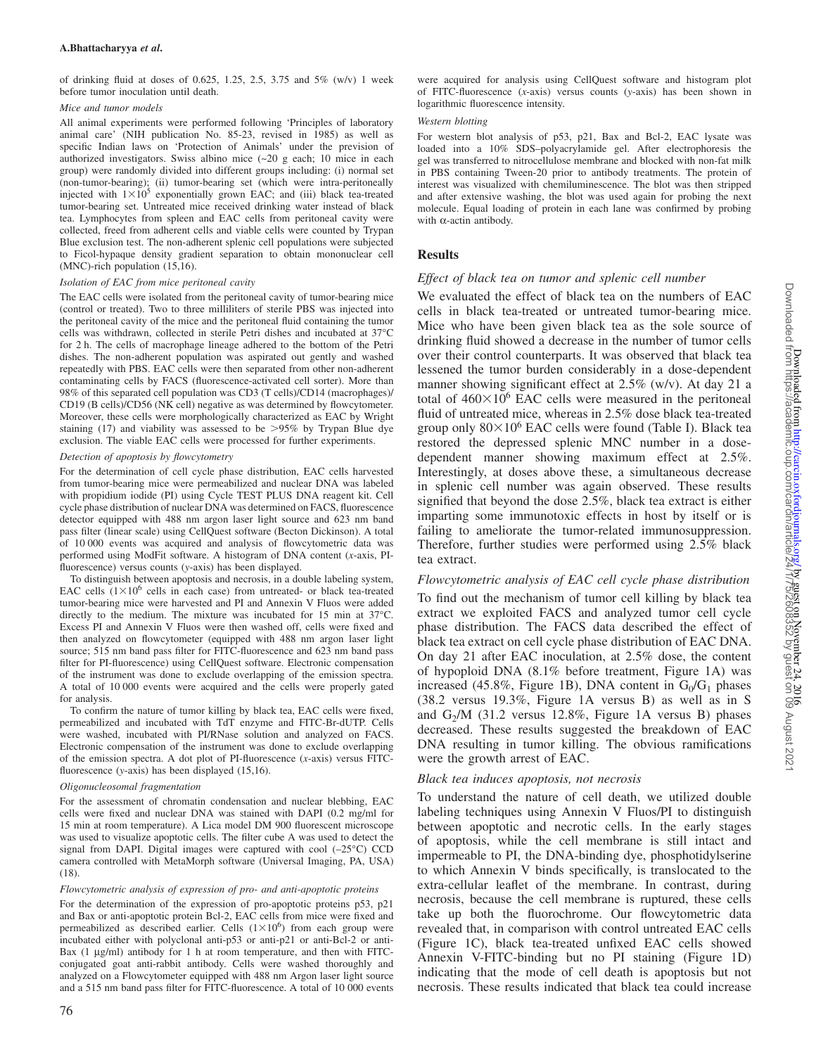of drinking fluid at doses of 0.625, 1.25, 2.5, 3.75 and 5% (w/v) 1 week before tumor inoculation until death.

#### *Mice and tumor models*

All animal experiments were performed following 'Principles of laboratory animal care' (NIH publication No. 85-23, revised in 1985) as well as specific Indian laws on 'Protection of Animals' under the prevision of authorized investigators. Swiss albino mice (~20 g each; 10 mice in each group) were randomly divided into different groups including: (i) normal set (non-tumor-bearing); (ii) tumor-bearing set (which were intra-peritoneally injected with $1\times10^5$ exponentially grown EAC; and (iii) black tea-treated tumor-bearing set. Untreated mice received drinking water instead of black tea. Lymphocytes from spleen and EAC cells from peritoneal cavity were collected, freed from adherent cells and viable cells were counted by Trypan Blue exclusion test. The non-adherent splenic cell populations were subjected to Ficol-hypaque density gradient separation to obtain mononuclear cell (MNC)-rich population (15,16).

#### *Isolation of EAC from mice peritoneal cavity*

The EAC cells were isolated from the peritoneal cavity of tumor-bearing mice (control or treated). Two to three milliliters of sterile PBS was injected into the peritoneal cavity of the mice and the peritoneal fluid containing the tumor cells was withdrawn, collected in sterile Petri dishes and incubated at 37°C for 2 h. The cells of macrophage lineage adhered to the bottom of the Petri dishes. The non-adherent population was aspirated out gently and washed repeatedly with PBS. EAC cells were then separated from other non-adherent contaminating cells by FACS (fluorescence-activated cell sorter). More than 98% of this separated cell population was CD3 (T cells)/CD14 (macrophages)/CD19 (B cells)/CD56 (NK cell) negative as was determined by flowcytometer. Moreover, these cells were morphologically characterized as EAC by Wright staining (17) and viability was assessed to be >95% by Trypan Blue dye exclusion. The viable EAC cells were processed for further experiments.

#### *Detection of apoptosis by flowcytometry*

For the determination of cell cycle phase distribution, EAC cells harvested from tumor-bearing mice were permeabilized and nuclear DNA was labeled with propidium iodide (PI) using Cycle TEST PLUS DNA reagent kit. Cell cycle phase distribution of nuclear DNA was determined on FACS, fluorescence detector equipped with 488 nm argon laser light source and 623 nm band pass filter (linear scale) using CellQuest software (Becton Dickinson). A total of 10 000 events was acquired and analysis of flowcytometric data was performed using ModFit software. A histogram of DNA content (*x*-axis, PI-fluorescence) versus counts (*y*-axis) has been displayed.

To distinguish between apoptosis and necrosis, in a double labeling system, EAC cells ($1\times10^6$ cells in each case) from untreated- or black tea-treated tumor-bearing mice were harvested and PI and Annexin V Fluos were added directly to the medium. The mixture was incubated for 15 min at 37°C. Excess PI and Annexin V Fluos were then washed off, cells were fixed and then analyzed on flowcytometer (equipped with 488 nm argon laser light source; 515 nm band pass filter for FITC-fluorescence and 623 nm band pass filter for PI-fluorescence) using CellQuest software. Electronic compensation of the instrument was done to exclude overlapping of the emission spectra. A total of 10 000 events were acquired and the cells were properly gated for analysis.

To confirm the nature of tumor killing by black tea, EAC cells were fixed, permeabilized and incubated with TdT enzyme and FITC-Br-dUTP. Cells were washed, incubated with PI/RNase solution and analyzed on FACS. Electronic compensation of the instrument was done to exclude overlapping of the emission spectra. A dot plot of PI-fluorescence (*x*-axis) versus FITC-fluorescence (*y*-axis) has been displayed (15,16).

#### *Oligonucleosomal fragmentation*

For the assessment of chromatin condensation and nuclear blebbing, EAC cells were fixed and nuclear DNA was stained with DAPI (0.2 mg/ml for 15 min at room temperature). A Lica model DM 900 fluorescent microscope was used to visualize apoptotic cells. The filter cube A was used to detect the signal from DAPI. Digital images were captured with cool (–25°C) CCD camera controlled with MetaMorph software (Universal Imaging, PA, USA) (18).

#### *Flowcytometric analysis of expression of pro- and anti-apoptotic proteins*

For the determination of the expression of pro-apoptotic proteins p53, p21 and Bax or anti-apoptotic protein Bcl-2, EAC cells from mice were fixed and permeabilized as described earlier. Cells ($1\times10^6$) from each group were incubated either with polyclonal anti-p53 or anti-p21 or anti-Bcl-2 or anti-Bax (1 µg/ml) antibody for 1 h at room temperature, and then with FITC-conjugated goat anti-rabbit antibody. Cells were washed thoroughly and analyzed on a Flowcytometer equipped with 488 nm Argon laser light source and a 515 nm band pass filter for FITC-fluorescence. A total of 10 000 events were acquired for analysis using CellQuest software and histogram plot of FITC-fluorescence (*x*-axis) versus counts (*y*-axis) has been shown in logarithmic fluorescence intensity.

#### *Western blotting*

For western blot analysis of p53, p21, Bax and Bcl-2, EAC lysate was loaded into a 10% SDS–polyacrylamide gel. After electrophoresis the gel was transferred to nitrocellulose membrane and blocked with non-fat milk in PBS containing Tween-20 prior to antibody treatments. The protein of interest was visualized with chemiluminescence. The blot was then stripped and after extensive washing, the blot was used again for probing the next molecule. Equal loading of protein in each lane was confirmed by probing with α-actin antibody.

## Results

### *Effect of black tea on tumor and splenic cell number*

We evaluated the effect of black tea on the numbers of EAC cells in black tea-treated or untreated tumor-bearing mice. Mice who have been given black tea as the sole source of drinking fluid showed a decrease in the number of tumor cells over their control counterparts. It was observed that black tea lessened the tumor burden considerably in a dose-dependent manner showing significant effect at 2.5% (w/v). At day 21 a total of $460\times10^6$ EAC cells were measured in the peritoneal fluid of untreated mice, whereas in 2.5% dose black tea-treated group only $80\times10^6$ EAC cells were found (Table I). Black tea restored the depressed splenic MNC number in a dose-dependent manner showing maximum effect at 2.5%. Interestingly, at doses above these, a simultaneous decrease in splenic cell number was again observed. These results signified that beyond the dose 2.5%, black tea extract is either imparting some immunotoxic effects in host by itself or is failing to ameliorate the tumor-related immunosuppression. Therefore, further studies were performed using 2.5% black tea extract.

### *Flowcytometric analysis of EAC cell cycle phase distribution*

To find out the mechanism of tumor cell killing by black tea extract we exploited FACS and analyzed tumor cell cycle phase distribution. The FACS data described the effect of black tea extract on cell cycle phase distribution of EAC DNA. On day 21 after EAC inoculation, at 2.5% dose, the content of hypoploid DNA (8.1% before treatment, Figure 1A) was increased (45.8%, Figure 1B), DNA content in $G_0/G_1$ phases (38.2 versus 19.3%, Figure 1A versus B) as well as in S and $G_2/M$ (31.2 versus 12.8%, Figure 1A versus B) phases decreased. These results suggested the breakdown of EAC DNA resulting in tumor killing. The obvious ramifications were the growth arrest of EAC.

### *Black tea induces apoptosis, not necrosis*

To understand the nature of cell death, we utilized double labeling techniques using Annexin V Fluos/PI to distinguish between apoptotic and necrotic cells. In the early stages of apoptosis, while the cell membrane is still intact and impermeable to PI, the DNA-binding dye, phosphotidylserine to which Annexin V binds specifically, is translocated to the extra-cellular leaflet of the membrane. In contrast, during necrosis, because the cell membrane is ruptured, these cells take up both the fluorochrome. Our flowcytometric data revealed that, in comparison with control untreated EAC cells (Figure 1C), black tea-treated unfixed EAC cells showed Annexin V-FITC-binding but no PI staining (Figure 1D) indicating that the mode of cell death is apoptosis but not necrosis. These results indicated that black tea could increase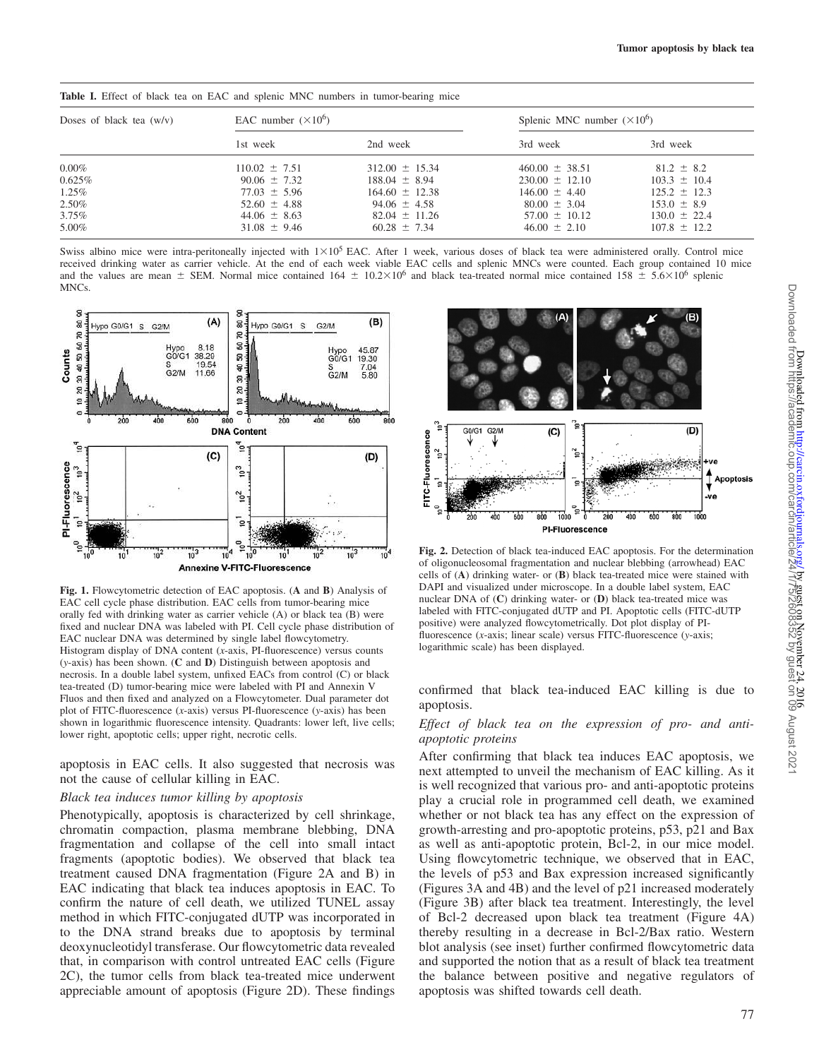**Table I.** Effect of black tea on EAC and splenic MNC numbers in tumor-bearing mice

| Doses of black tea (w/v) | EAC number ($\times 10^6$) | | Splenic MNC number ($\times 10^6$) | |
|---|---|---|---|---|
| | 1st week | 2nd week | 3rd week | 3rd week |
| 0.00% | 110.02 ± 7.51 | 312.00 ± 15.34 | 460.00 ± 38.51 | 81.2 ± 8.2 |
| 0.625% | 90.06 ± 7.32 | 188.04 ± 8.94 | 230.00 ± 12.10 | 103.3 ± 10.4 |
| 1.25% | 77.03 ± 5.96 | 164.60 ± 12.38 | 146.00 ± 4.40 | 125.2 ± 12.3 |
| 2.50% | 52.60 ± 4.88 | 94.06 ± 4.58 | 80.00 ± 3.04 | 153.0 ± 8.9 |
| 3.75% | 44.06 ± 8.63 | 82.04 ± 11.26 | 57.00 ± 10.12 | 130.0 ± 22.4 |
| 5.00% | 31.08 ± 9.46 | 60.28 ± 7.34 | 46.00 ± 2.10 | 107.8 ± 12.2 |

Swiss albino mice were intra-peritoneally injected with $1 \times 10^5$ EAC. After 1 week, various doses of black tea were administered orally. Control mice received drinking water as carrier vehicle. At the end of each week viable EAC cells and splenic MNCs were counted. Each group contained 10 mice and the values are mean ± SEM. Normal mice contained $164 \pm 10.2 \times 10^6$ and black tea-treated normal mice contained $158 \pm 5.6 \times 10^6$ splenic MNCs.

**Fig. 1.** Flowcytometric detection of EAC apoptosis. (**A** and **B**) Analysis of EAC cell cycle phase distribution. EAC cells from tumor-bearing mice orally fed with drinking water as carrier vehicle (A) or black tea (B) were fixed and nuclear DNA was labeled with PI. Cell cycle phase distribution of EAC nuclear DNA was determined by single label flowcytometry. Histogram display of DNA content (*x*-axis, PI-fluorescence) versus counts (*y*-axis) has been shown. (**C** and **D**) Distinguish between apoptosis and necrosis. In a double label system, unfixed EACs from control (C) or black tea-treated (D) tumor-bearing mice were labeled with PI and Annexin V Fluos and then fixed and analyzed on a Flowcytometer. Dual parameter dot plot of FITC-fluorescence (*x*-axis) versus PI-fluorescence (*y*-axis) has been shown in logarithmic fluorescence intensity. Quadrants: lower left, live cells; lower right, apoptotic cells; upper right, necrotic cells.

apoptosis in EAC cells. It also suggested that necrosis was not the cause of cellular killing in EAC.

*Black tea induces tumor killing by apoptosis*

Phenotypically, apoptosis is characterized by cell shrinkage, chromatin compaction, plasma membrane blebbing, DNA fragmentation and collapse of the cell into small intact fragments (apoptotic bodies). We observed that black tea treatment caused DNA fragmentation (Figure 2A and B) in EAC indicating that black tea induces apoptosis in EAC. To confirm the nature of cell death, we utilized TUNEL assay method in which FITC-conjugated dUTP was incorporated in to the DNA strand breaks due to apoptosis by terminal deoxynucleotidyl transferase. Our flowcytometric data revealed that, in comparison with control untreated EAC cells (Figure 2C), the tumor cells from black tea-treated mice underwent appreciable amount of apoptosis (Figure 2D). These findings confirmed that black tea-induced EAC killing is due to apoptosis.

**Fig. 2.** Detection of black tea-induced EAC apoptosis. For the determination of oligonucleosomal fragmentation and nuclear blebbing (arrowhead) EAC cells of (**A**) drinking water- or (**B**) black tea-treated mice were stained with DAPI and visualized under microscope. In a double label system, EAC nuclear DNA of (**C**) drinking water- or (**D**) black tea-treated mice was labeled with FITC-conjugated dUTP and PI. Apoptotic cells (FITC-dUTP positive) were analyzed flowcytometrically. Dot plot display of PI-fluorescence (*x*-axis; linear scale) versus FITC-fluorescence (*y*-axis; logarithmic scale) has been displayed.

*Effect of black tea on the expression of pro- and anti-apoptotic proteins*

After confirming that black tea induces EAC apoptosis, we next attempted to unveil the mechanism of EAC killing. As it is well recognized that various pro- and anti-apoptotic proteins play a crucial role in programmed cell death, we examined whether or not black tea has any effect on the expression of growth-arresting and pro-apoptotic proteins, p53, p21 and Bax as well as anti-apoptotic protein, Bcl-2, in our mice model. Using flowcytometric technique, we observed that in EAC, the levels of p53 and Bax expression increased significantly (Figures 3A and 4B) and the level of p21 increased moderately (Figure 3B) after black tea treatment. Interestingly, the level of Bcl-2 decreased upon black tea treatment (Figure 4A) thereby resulting in a decrease in Bcl-2/Bax ratio. Western blot analysis (see inset) further confirmed flowcytometric data and supported the notion that as a result of black tea treatment the balance between positive and negative regulators of apoptosis was shifted towards cell death.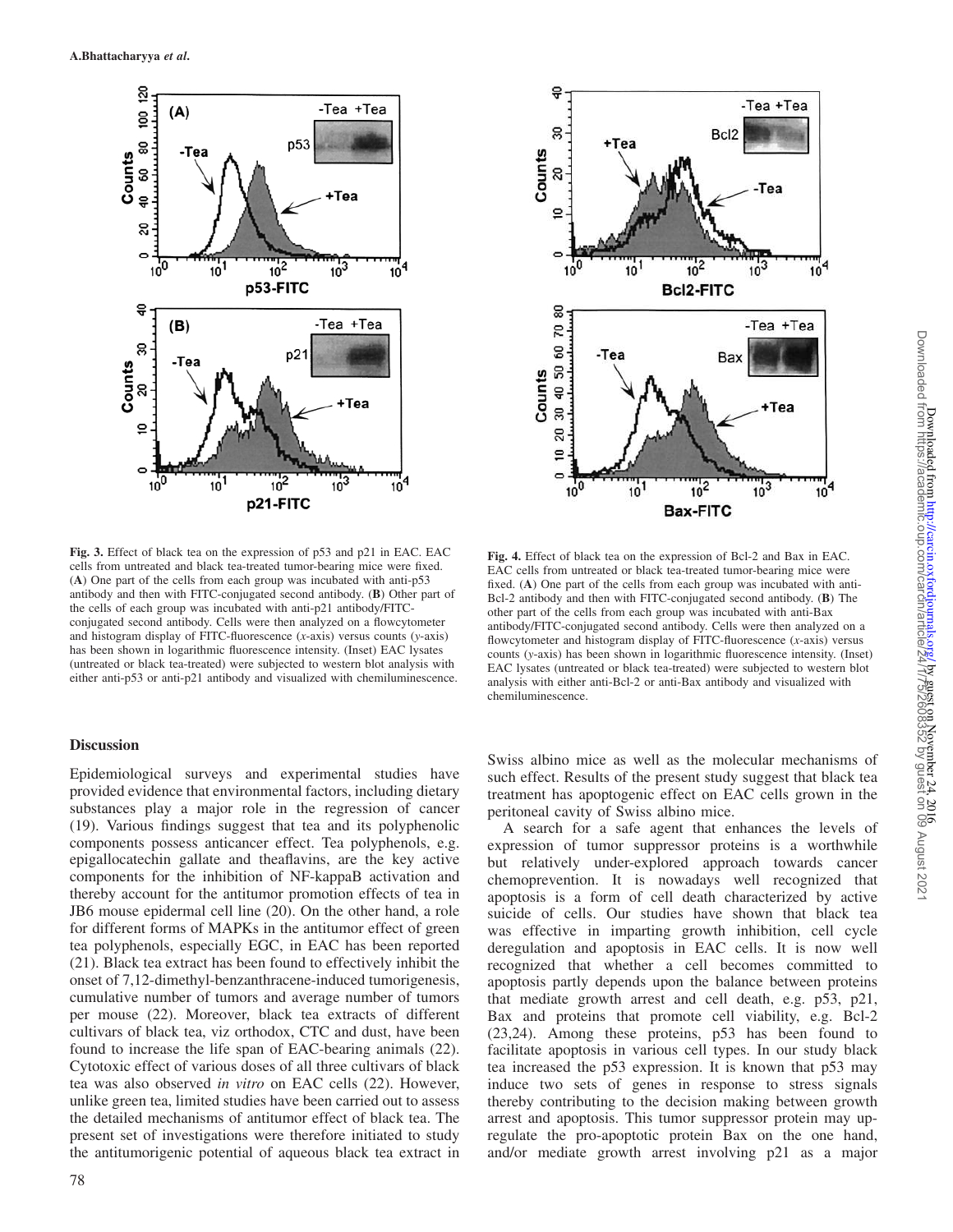**Fig. 3.** Effect of black tea on the expression of p53 and p21 in EAC. EAC cells from untreated and black tea-treated tumor-bearing mice were fixed. (**A**) One part of the cells from each group was incubated with anti-p53 antibody and then with FITC-conjugated second antibody. (**B**) Other part of the cells of each group was incubated with anti-p21 antibody/FITC-conjugated second antibody. Cells were then analyzed on a flowcytometer and histogram display of FITC-fluorescence (*x*-axis) versus counts (*y*-axis) has been shown in logarithmic fluorescence intensity. (Inset) EAC lysates (untreated or black tea-treated) were subjected to western blot analysis with either anti-p53 or anti-p21 antibody and visualized with chemiluminescence.

**Fig. 4.** Effect of black tea on the expression of Bcl-2 and Bax in EAC. EAC cells from untreated or black tea-treated tumor-bearing mice were fixed. (**A**) One part of the cells from each group was incubated with anti-Bcl-2 antibody and then with FITC-conjugated second antibody. (**B**) The other part of the cells from each group was incubated with anti-Bax antibody/FITC-conjugated second antibody. Cells were then analyzed on a flowcytometer and histogram display of FITC-fluorescence (*x*-axis) versus counts (*y*-axis) has been shown in logarithmic fluorescence intensity. (Inset) EAC lysates (untreated or black tea-treated) were subjected to western blot analysis with either anti-Bcl-2 or anti-Bax antibody and visualized with chemiluminescence.

## Discussion

Epidemiological surveys and experimental studies have provided evidence that environmental factors, including dietary substances play a major role in the regression of cancer (19). Various findings suggest that tea and its polyphenolic components possess anticancer effect. Tea polyphenols, e.g. epigallocatechin gallate and theaflavins, are the key active components for the inhibition of NF-kappaB activation and thereby account for the antitumor promotion effects of tea in JB6 mouse epidermal cell line (20). On the other hand, a role for different forms of MAPKs in the antitumor effect of green tea polyphenols, especially EGC, in EAC has been reported (21). Black tea extract has been found to effectively inhibit the onset of 7,12-dimethyl-benzanthracene-induced tumorigenesis, cumulative number of tumors and average number of tumors per mouse (22). Moreover, black tea extracts of different cultivars of black tea, viz orthodox, CTC and dust, have been found to increase the life span of EAC-bearing animals (22). Cytotoxic effect of various doses of all three cultivars of black tea was also observed *in vitro* on EAC cells (22). However, unlike green tea, limited studies have been carried out to assess the detailed mechanisms of antitumor effect of black tea. The present set of investigations were therefore initiated to study the antitumorigenic potential of aqueous black tea extract in Swiss albino mice as well as the molecular mechanisms of such effect. Results of the present study suggest that black tea treatment has apoptogenic effect on EAC cells grown in the peritoneal cavity of Swiss albino mice.

A search for a safe agent that enhances the levels of expression of tumor suppressor proteins is a worthwhile but relatively under-explored approach towards cancer chemoprevention. It is nowadays well recognized that apoptosis is a form of cell death characterized by active suicide of cells. Our studies have shown that black tea was effective in imparting growth inhibition, cell cycle deregulation and apoptosis in EAC cells. It is now well recognized that whether a cell becomes committed to apoptosis partly depends upon the balance between proteins that mediate growth arrest and cell death, e.g. p53, p21, Bax and proteins that promote cell viability, e.g. Bcl-2 (23,24). Among these proteins, p53 has been found to facilitate apoptosis in various cell types. In our study black tea increased the p53 expression. It is known that p53 may induce two sets of genes in response to stress signals thereby contributing to the decision making between growth arrest and apoptosis. This tumor suppressor protein may up-regulate the pro-apoptotic protein Bax on the one hand, and/or mediate growth arrest involving p21 as a major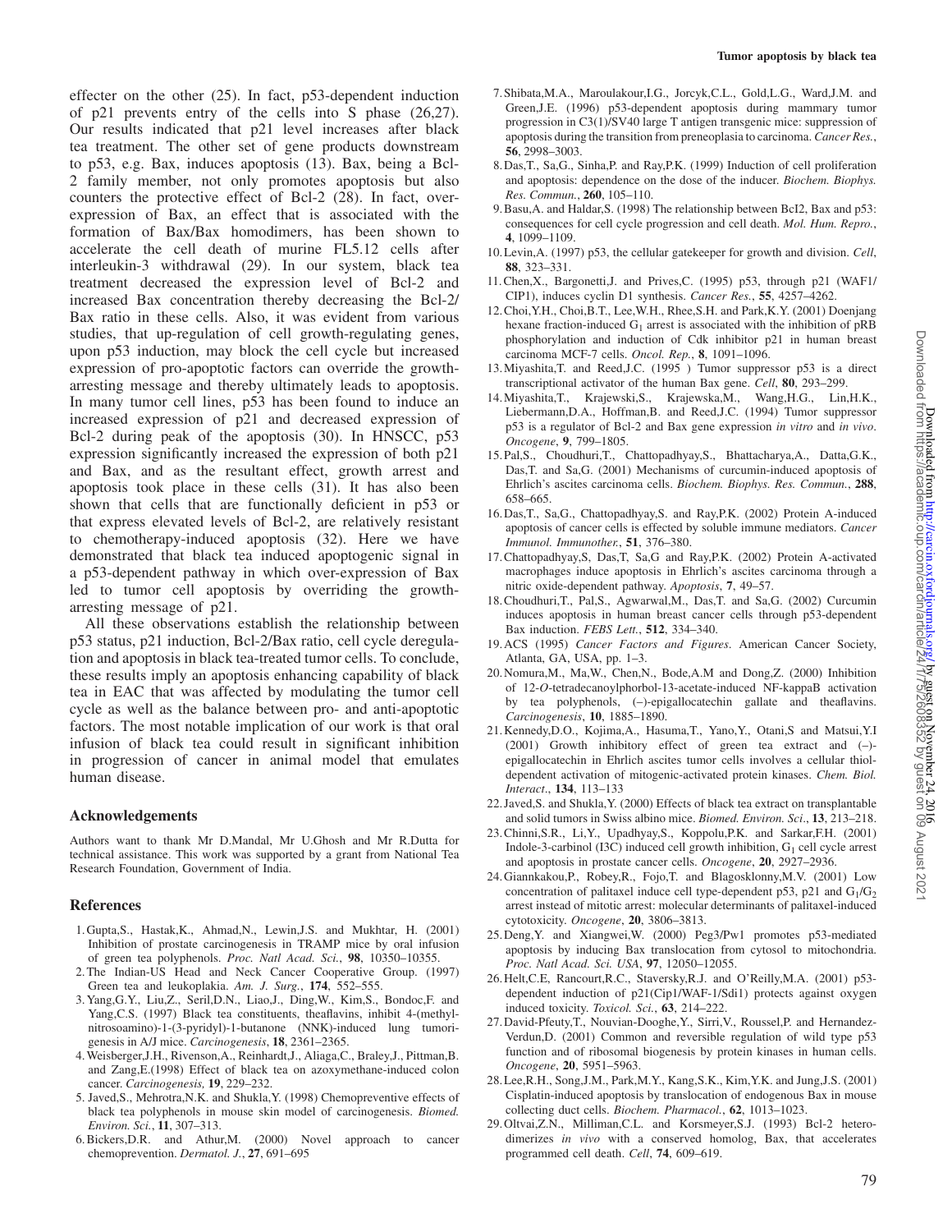effecter on the other (25). In fact, p53-dependent induction of p21 prevents entry of the cells into S phase (26,27). Our results indicated that p21 level increases after black tea treatment. The other set of gene products downstream to p53, e.g. Bax, induces apoptosis (13). Bax, being a Bcl-2 family member, not only promotes apoptosis but also counters the protective effect of Bcl-2 (28). In fact, over-expression of Bax, an effect that is associated with the formation of Bax/Bax homodimers, has been shown to accelerate the cell death of murine FL5.12 cells after interleukin-3 withdrawal (29). In our system, black tea treatment decreased the expression level of Bcl-2 and increased Bax concentration thereby decreasing the Bcl-2/Bax ratio in these cells. Also, it was evident from various studies, that up-regulation of cell growth-regulating genes, upon p53 induction, may block the cell cycle but increased expression of pro-apoptotic factors can override the growth-arresting message and thereby ultimately leads to apoptosis. In many tumor cell lines, p53 has been found to induce an increased expression of p21 and decreased expression of Bcl-2 during peak of the apoptosis (30). In HNSCC, p53 expression significantly increased the expression of both p21 and Bax, and as the resultant effect, growth arrest and apoptosis took place in these cells (31). It has also been shown that cells that are functionally deficient in p53 or that express elevated levels of Bcl-2, are relatively resistant to chemotherapy-induced apoptosis (32). Here we have demonstrated that black tea induced apoptogenic signal in a p53-dependent pathway in which over-expression of Bax led to tumor cell apoptosis by overriding the growth-arresting message of p21.

All these observations establish the relationship between p53 status, p21 induction, Bcl-2/Bax ratio, cell cycle deregulation and apoptosis in black tea-treated tumor cells. To conclude, these results imply an apoptosis enhancing capability of black tea in EAC that was affected by modulating the tumor cell cycle as well as the balance between pro- and anti-apoptotic factors. The most notable implication of our work is that oral infusion of black tea could result in significant inhibition in progression of cancer in animal model that emulates human disease.

## Acknowledgements

Authors want to thank Mr D.Mandal, Mr U.Ghosh and Mr R.Dutta for technical assistance. This work was supported by a grant from National Tea Research Foundation, Government of India.

## References

1. Gupta,S., Hastak,K., Ahmad,N., Lewin,J.S. and Mukhtar, H. (2001) Inhibition of prostate carcinogenesis in TRAMP mice by oral infusion of green tea polyphenols. *Proc. Natl Acad. Sci.*, **98**, 10350–10355.
2. The Indian-US Head and Neck Cancer Cooperative Group. (1997) Green tea and leukoplakia. *Am. J. Surg.*, **174**, 552–555.
3. Yang,G.Y., Liu,Z., Seril,D.N., Liao,J., Ding,W., Kim,S., Bondoc,F. and Yang,C.S. (1997) Black tea constituents, theaflavins, inhibit 4-(methylnitrosoamino)-1-(3-pyridyl)-1-butanone (NNK)-induced lung tumorigenesis in A/J mice. *Carcinogenesis*, **18**, 2361–2365.
4. Weisberger,J.H., Rivenson,A., Reinhardt,J., Aliaga,C., Braley,J., Pittman,B. and Zang,E.(1998) Effect of black tea on azoxymethane-induced colon cancer. *Carcinogenesis,* **19**, 229–232.
5. Javed,S., Mehrotra,N.K. and Shukla,Y. (1998) Chemopreventive effects of black tea polyphenols in mouse skin model of carcinogenesis. *Biomed. Environ. Sci.*, **11**, 307–313.
6. Bickers,D.R. and Athur,M. (2000) Novel approach to cancer chemoprevention. *Dermatol. J.*, **27**, 691–695
7. Shibata,M.A., Maroulakour,I.G., Jorcyk,C.L., Gold,L.G., Ward,J.M. and Green,J.E. (1996) p53-dependent apoptosis during mammary tumor progression in C3(1)/SV40 large T antigen transgenic mice: suppression of apoptosis during the transition from preneoplasia to carcinoma. *Cancer Res.*, **56**, 2998–3003.
8. Das,T., Sa,G., Sinha,P. and Ray,P.K. (1999) Induction of cell proliferation and apoptosis: dependence on the dose of the inducer. *Biochem. Biophys. Res. Commun.*, **260**, 105–110.
9. Basu,A. and Haldar,S. (1998) The relationship between BcI2, Bax and p53: consequences for cell cycle progression and cell death. *Mol. Hum. Repro.*, **4**, 1099–1109.
10. Levin,A. (1997) p53, the cellular gatekeeper for growth and division. *Cell*, **88**, 323–331.
11. Chen,X., Bargonetti,J. and Prives,C. (1995) p53, through p21 (WAF1/CIP1), induces cyclin D1 synthesis. *Cancer Res.*, **55**, 4257–4262.
12. Choi,Y.H., Choi,B.T., Lee,W.H., Rhee,S.H. and Park,K.Y. (2001) Doenjang hexane fraction-induced $G_1$ arrest is associated with the inhibition of pRB phosphorylation and induction of Cdk inhibitor p21 in human breast carcinoma MCF-7 cells. *Oncol. Rep.*, **8**, 1091–1096.
13. Miyashita,T. and Reed,J.C. (1995 ) Tumor suppressor p53 is a direct transcriptional activator of the human Bax gene. *Cell*, **80**, 293–299.
14. Miyashita,T., Krajewski,S., Krajewska,M., Wang,H.G., Lin,H.K., Liebermann,D.A., Hoffman,B. and Reed,J.C. (1994) Tumor suppressor p53 is a regulator of Bcl-2 and Bax gene expression *in vitro* and *in vivo*. *Oncogene*, **9**, 799–1805.
15. Pal,S., Choudhuri,T., Chattopadhyay,S., Bhattacharya,A., Datta,G.K., Das,T. and Sa,G. (2001) Mechanisms of curcumin-induced apoptosis of Ehrlich's ascites carcinoma cells. *Biochem. Biophys. Res. Commun.*, **288**, 658–665.
16. Das,T., Sa,G., Chattopadhyay,S. and Ray,P.K. (2002) Protein A-induced apoptosis of cancer cells is effected by soluble immune mediators. *Cancer Immunol. Immunother.*, **51**, 376–380.
17. Chattopadhyay,S, Das,T, Sa,G and Ray,P.K. (2002) Protein A-activated macrophages induce apoptosis in Ehrlich's ascites carcinoma through a nitric oxide-dependent pathway. *Apoptosis*, **7**, 49–57.
18. Choudhuri,T., Pal,S., Agwarwal,M., Das,T. and Sa,G. (2002) Curcumin induces apoptosis in human breast cancer cells through p53-dependent Bax induction. *FEBS Lett.*, **512**, 334–340.
19. ACS (1995) *Cancer Factors and Figures*. American Cancer Society, Atlanta, GA, USA, pp. 1–3.
20. Nomura,M., Ma,W., Chen,N., Bode,A.M and Dong,Z. (2000) Inhibition of 12-*O*-tetradecanoylphorbol-13-acetate-induced NF-kappaB activation by tea polyphenols, (–)-epigallocatechin gallate and theaflavins. *Carcinogenesis*, **10**, 1885–1890.
21. Kennedy,D.O., Kojima,A., Hasuma,T., Yano,Y., Otani,S and Matsui,Y.I (2001) Growth inhibitory effect of green tea extract and (–)-epigallocatechin in Ehrlich ascites tumor cells involves a cellular thiol-dependent activation of mitogenic-activated protein kinases. *Chem. Biol. Interact*., **134**, 113–133
22. Javed,S. and Shukla,Y. (2000) Effects of black tea extract on transplantable and solid tumors in Swiss albino mice. *Biomed. Environ. Sci*., **13**, 213–218.
23. Chinni,S.R., Li,Y., Upadhyay,S., Koppolu,P.K. and Sarkar,F.H. (2001) Indole-3-carbinol (I3C) induced cell growth inhibition, $G_1$ cell cycle arrest and apoptosis in prostate cancer cells. *Oncogene*, **20**, 2927–2936.
24. Giannkakou,P., Robey,R., Fojo,T. and Blagosklonny,M.V. (2001) Low concentration of palitaxel induce cell type-dependent p53, p21 and $G_1/G_2$ arrest instead of mitotic arrest: molecular determinants of palitaxel-induced cytotoxicity. *Oncogene*, **20**, 3806–3813.
25. Deng,Y. and Xiangwei,W. (2000) Peg3/Pw1 promotes p53-mediated apoptosis by inducing Bax translocation from cytosol to mitochondria. *Proc. Natl Acad. Sci. USA*, **97**, 12050–12055.
26. Helt,C.E, Rancourt,R.C., Staversky,R.J. and O'Reilly,M.A. (2001) p53-dependent induction of p21(Cip1/WAF-1/Sdi1) protects against oxygen induced toxicity. *Toxicol. Sci.*, **63**, 214–222.
27. David-Pfeuty,T., Nouvian-Dooghe,Y., Sirri,V., Roussel,P. and Hernandez-Verdun,D. (2001) Common and reversible regulation of wild type p53 function and of ribosomal biogenesis by protein kinases in human cells. *Oncogene*, **20**, 5951–5963.
28. Lee,R.H., Song,J.M., Park,M.Y., Kang,S.K., Kim,Y.K. and Jung,J.S. (2001) Cisplatin-induced apoptosis by translocation of endogenous Bax in mouse collecting duct cells. *Biochem. Pharmacol.*, **62**, 1013–1023.
29. Oltvai,Z.N., Milliman,C.L. and Korsmeyer,S.J. (1993) Bcl-2 heterodimerizes *in vivo* with a conserved homolog, Bax, that accelerates programmed cell death. *Cell*, **74**, 609–619.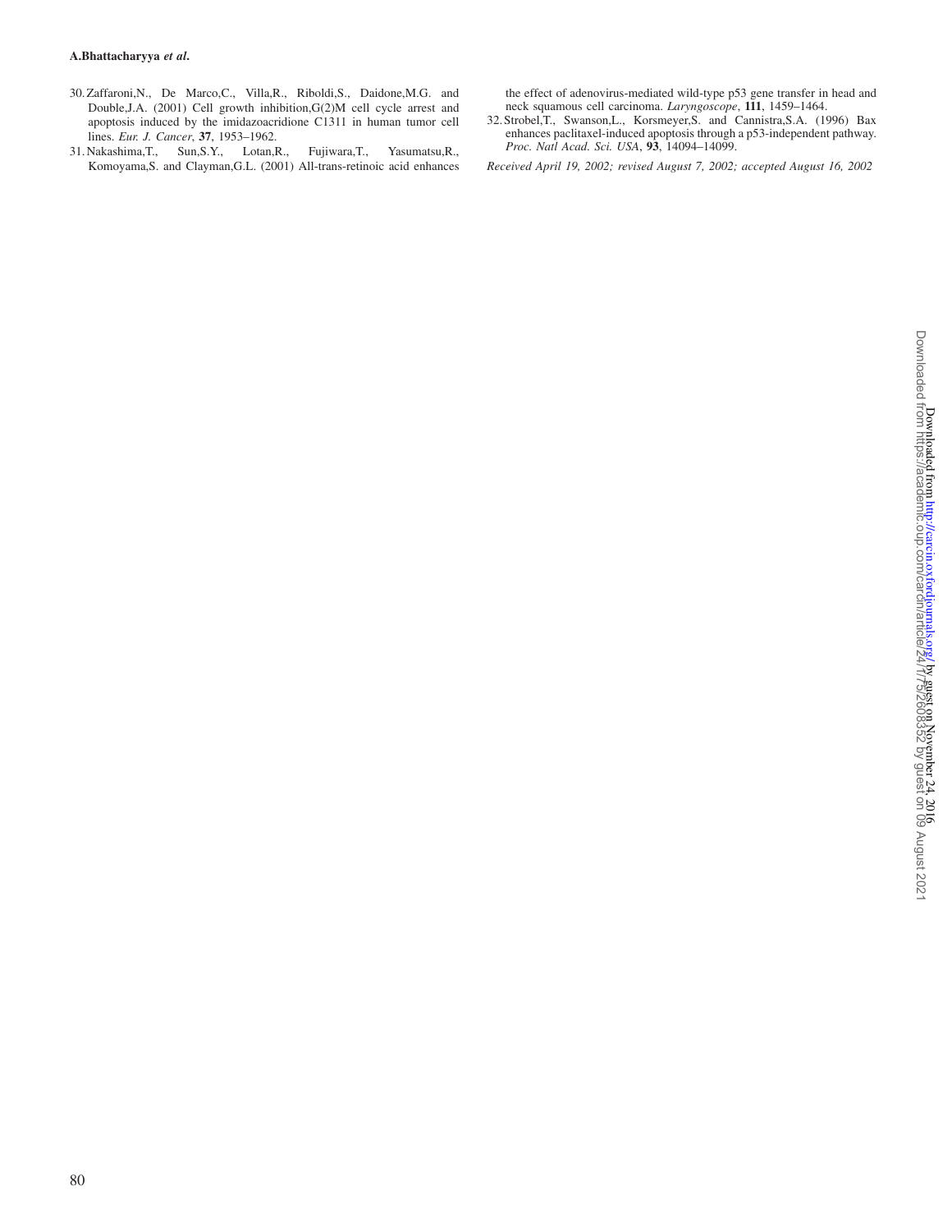30. Zaffaroni,N., De Marco,C., Villa,R., Riboldi,S., Daidone,M.G. and Double,J.A. (2001) Cell growth inhibition,G(2)M cell cycle arrest and apoptosis induced by the imidazoacridione C1311 in human tumor cell lines. *Eur. J. Cancer*, **37**, 1953–1962.
31. Nakashima,T., Sun,S.Y., Lotan,R., Fujiwara,T., Yasumatsu,R., Komoyama,S. and Clayman,G.L. (2001) All-trans-retinoic acid enhances the effect of adenovirus-mediated wild-type p53 gene transfer in head and neck squamous cell carcinoma. *Laryngoscope*, **111**, 1459–1464.
32. Strobel,T., Swanson,L., Korsmeyer,S. and Cannistra,S.A. (1996) Bax enhances paclitaxel-induced apoptosis through a p53-independent pathway. *Proc. Natl Acad. Sci. USA*, **93**, 14094–14099.

*Received April 19, 2002; revised August 7, 2002; accepted August 16, 2002*